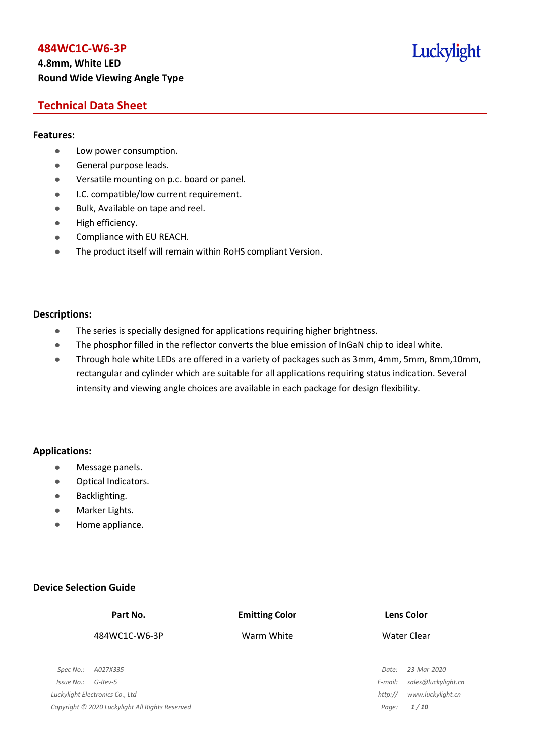# 484WC1C-W6-3P

**4.8mm, White LED**

**Round Wide Viewing Angle Type**

## Technical Data Sheet

### Features:

- Low power consumption.
- General purpose leads.
- Versatile mounting on p.c. board or panel.
- I.C. compatible/low current requirement.
- Bulk, Available on tape and reel.
- High efficiency.
- Compliance with EU REACH.
- The product itself will remain within RoHS compliant Version.

### Descriptions:

- The series is specially designed for applications requiring higher brightness.
- The phosphor filled in the reflector converts the blue emission of InGaN chip to ideal white.
- Through hole white LEDs are offered in a variety of packages such as 3mm, 4mm, 5mm, 8mm,10mm, rectangular and cylinder which are suitable for all applications requiring status indication. Several intensity and viewing angle choices are available in each package for design flexibility.

### Applications:

- Message panels.
- Optical Indicators.
- Backlighting.
- Marker Lights.
- Home appliance.

### Device Selection Guide

| Part No. | Emitting Color | Lens Color |
|---|---|---|
| 484WC1C-W6-3P | Warm White | Water Clear |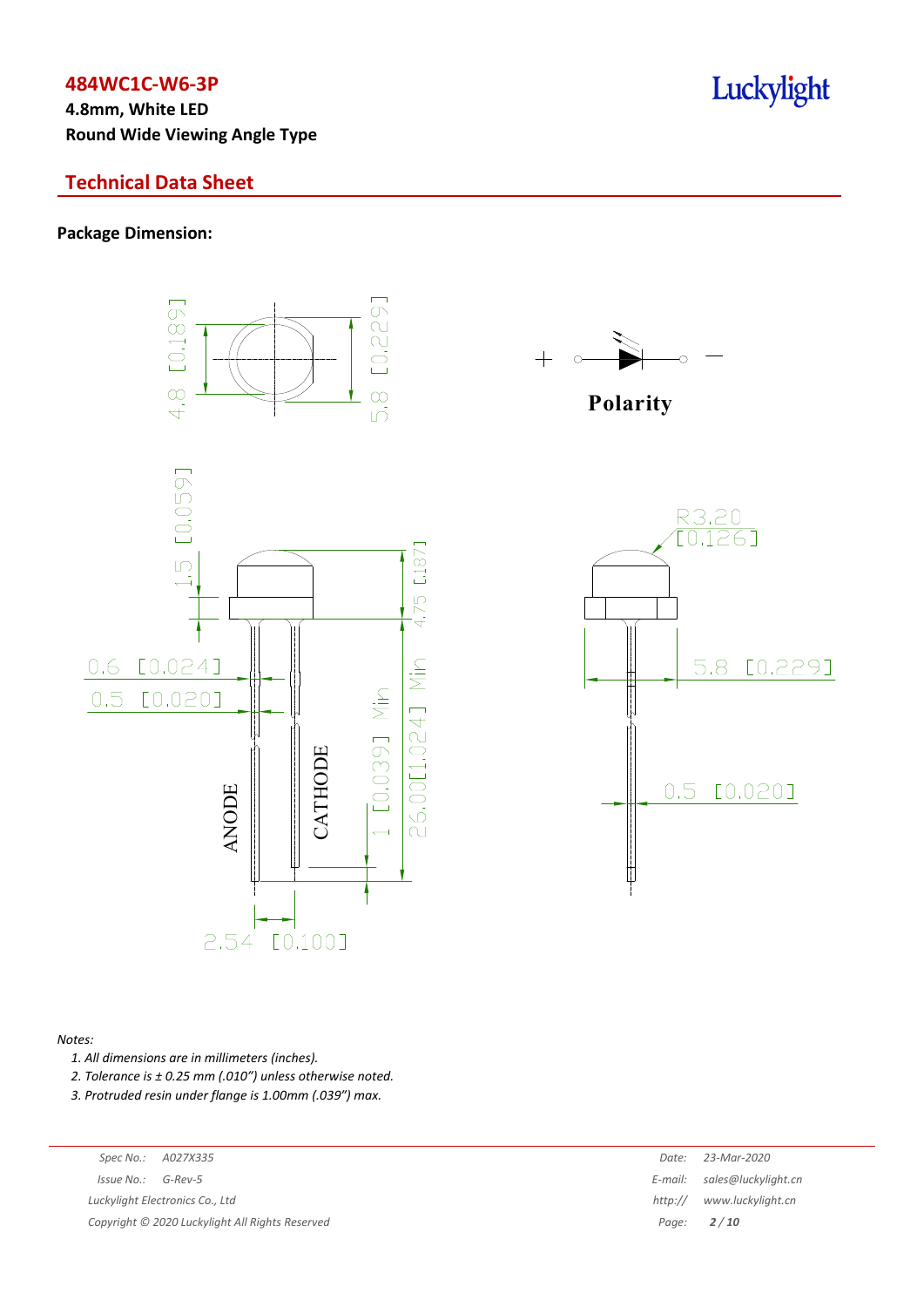# 484WC1C-W6-3P

**4.8mm, White LED**

**Round Wide Viewing Angle Type**

## Technical Data Sheet

**Package Dimension:**

4.8 [0.189]

5.8 [0.229]

Polarity

1.5 [0.059]

4.75 [.187]

0.6 [0.024]

0.5 [0.020]

1 [0.039] Min

26.00[1.024] Min

ANODE

CATHODE

2.54 [0.100]

R3.20 [0.126]

5.8 [0.229]

0.5 [0.020]

*Notes:*

1. *All dimensions are in millimeters (inches).*
2. *Tolerance is ± 0.25 mm (.010") unless otherwise noted.*
3. *Protruded resin under flange is 1.00mm (.039") max.*

*Spec No.: A027X335*
*Issue No.: G-Rev-5*
*Luckylight Electronics Co., Ltd*
*Copyright © 2020 Luckylight All Rights Reserved*

*Date: 23-Mar-2020*
*E-mail: sales@luckylight.cn*
*http:// www.luckylight.cn*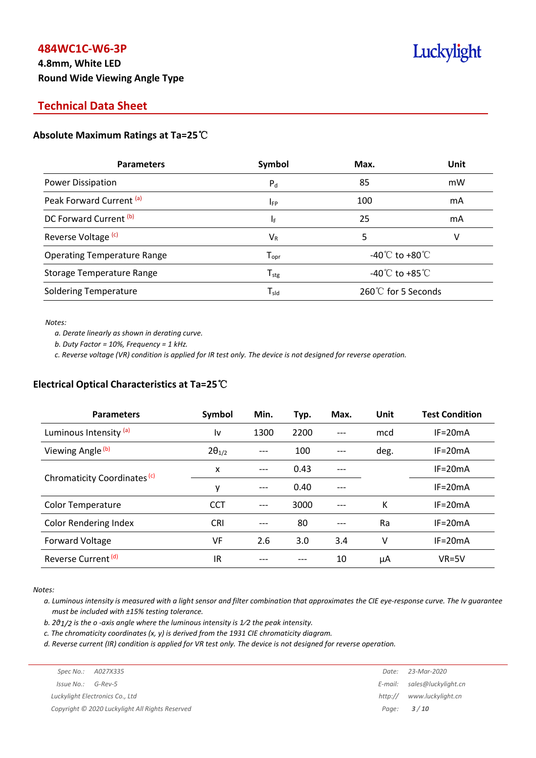# 484WC1C-W6-3P

**4.8mm, White LED**

**Round Wide Viewing Angle Type**

## Technical Data Sheet

### Absolute Maximum Ratings at Ta=25℃

| Parameters | Symbol | Max. | Unit |
|---|---|---|---|
| Power Dissipation | $P_d$ | 85 | mW |
| Peak Forward Current [(a)] | $I_{FP}$ | 100 | mA |
| DC Forward Current [(b)] | $I_F$ | 25 | mA |
| Reverse Voltage [(c)] | $V_R$ | 5 | V |
| Operating Temperature Range | $T_{opr}$ | -40℃ to +80℃ | |
| Storage Temperature Range | $T_{stg}$ | -40℃ to +85℃ | |
| Soldering Temperature | $T_{sld}$ | 260℃ for 5 Seconds | |

*Notes:*

*a. Derate linearly as shown in derating curve.*

*b. Duty Factor = 10%, Frequency = 1 kHz.*

*c. Reverse voltage (VR) condition is applied for IR test only. The device is not designed for reverse operation.*

### Electrical Optical Characteristics at Ta=25℃

| Parameters | Symbol | Min. | Typ. | Max. | Unit | Test Condition |
|---|---|---|---|---|---|---|
| Luminous Intensity [(a)] | Iv | 1300 | 2200 | --- | mcd | IF=20mA |
| Viewing Angle [(b)] | $2\theta_{1/2}$ | --- | 100 | --- | deg. | IF=20mA |
| Chromaticity Coordinates [(c)] | x | --- | 0.43 | --- | | IF=20mA |
| | y | --- | 0.40 | --- | | IF=20mA |
| Color Temperature | CCT | --- | 3000 | --- | K | IF=20mA |
| Color Rendering Index | CRI | --- | 80 | --- | Ra | IF=20mA |
| Forward Voltage | VF | 2.6 | 3.0 | 3.4 | V | IF=20mA |
| Reverse Current [(d)] | IR | --- | --- | 10 | μA | VR=5V |

*Notes:*

*a. Luminous intensity is measured with a light sensor and filter combination that approximates the CIE eye-response curve. The Iv guarantee must be included with ±15% testing tolerance.*

*b. $2\vartheta_{1/2}$ is the o -axis angle where the luminous intensity is 1⁄2 the peak intensity.*

*c. The chromaticity coordinates (x, y) is derived from the 1931 CIE chromaticity diagram.*

*d. Reverse current (IR) condition is applied for VR test only. The device is not designed for reverse operation.*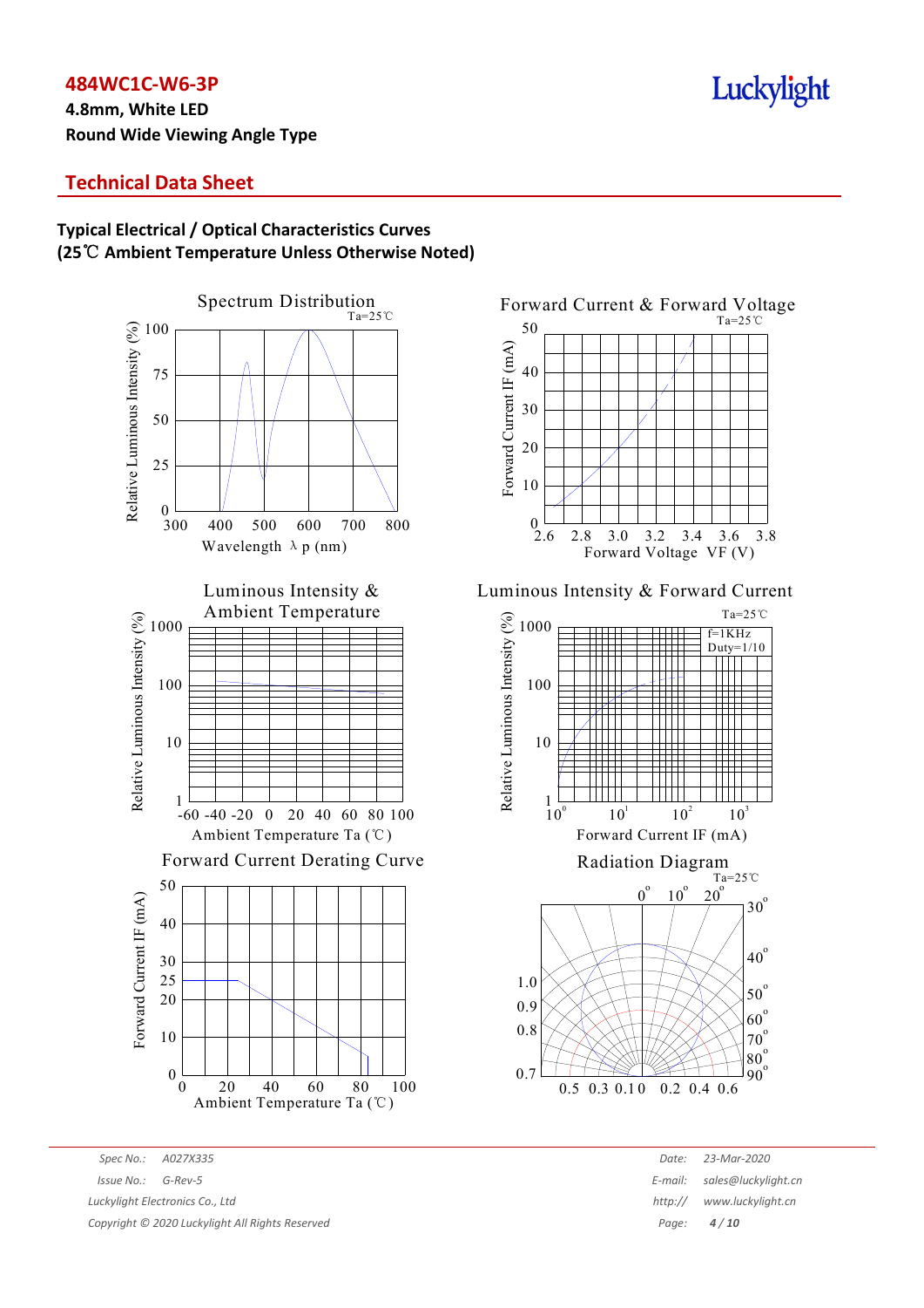## Technical Data Sheet

### Typical Electrical / Optical Characteristics Curves
### (25℃ Ambient Temperature Unless Otherwise Noted)

Spectrum Distribution

Ta=25℃

Relative Luminous Intensity (%)

Wavelength λ p (nm)

Forward Current & Forward Voltage

Ta=25℃

Forward Current IF (mA)

Forward Voltage VF (V)

Luminous Intensity & Ambient Temperature

Relative Luminous Intensity (%)

Ambient Temperature Ta (℃)

Luminous Intensity & Forward Current

Ta=25℃

f=1KHz
Duty=1/10

Relative Luminous Intensity (%)

Forward Current IF (mA)

Forward Current Derating Curve

Forward Current IF (mA)

Ambient Temperature Ta (℃)

Radiation Diagram

Ta=25℃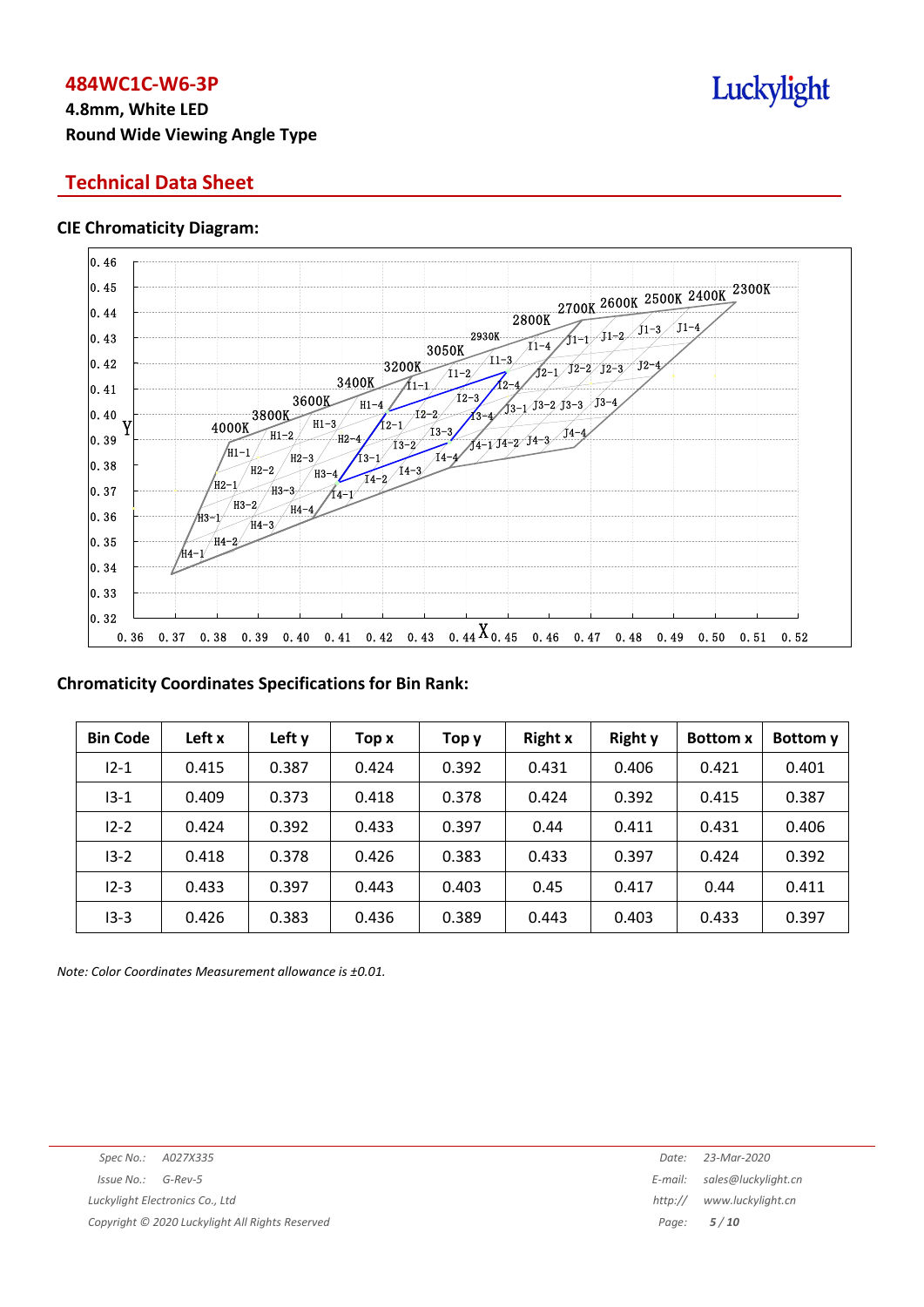## Technical Data Sheet

### CIE Chromaticity Diagram:

### Chromaticity Coordinates Specifications for Bin Rank:

| Bin Code | Left x | Left y | Top x | Top y | Right x | Right y | Bottom x | Bottom y |
|---|---|---|---|---|---|---|---|---|
| I2-1 | 0.415 | 0.387 | 0.424 | 0.392 | 0.431 | 0.406 | 0.421 | 0.401 |
| I3-1 | 0.409 | 0.373 | 0.418 | 0.378 | 0.424 | 0.392 | 0.415 | 0.387 |
| I2-2 | 0.424 | 0.392 | 0.433 | 0.397 | 0.44 | 0.411 | 0.431 | 0.406 |
| I3-2 | 0.418 | 0.378 | 0.426 | 0.383 | 0.433 | 0.397 | 0.424 | 0.392 |
| I2-3 | 0.433 | 0.397 | 0.443 | 0.403 | 0.45 | 0.417 | 0.44 | 0.411 |
| I3-3 | 0.426 | 0.383 | 0.436 | 0.389 | 0.443 | 0.403 | 0.433 | 0.397 |

*Note: Color Coordinates Measurement allowance is ±0.01.*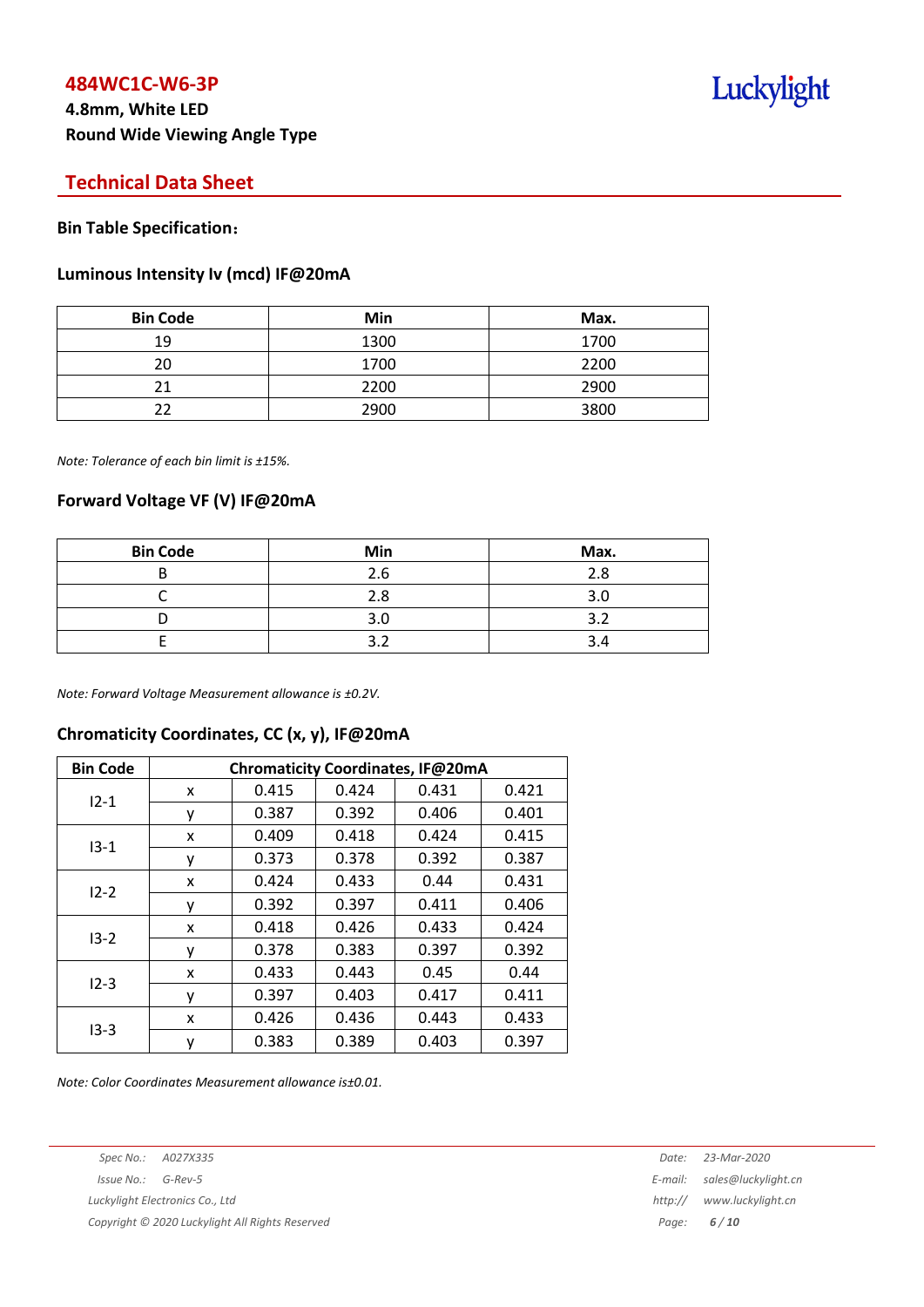# 484WC1C-W6-3P

**4.8mm, White LED**

**Round Wide Viewing Angle Type**

## Technical Data Sheet

**Bin Table Specification：**

### Luminous Intensity Iv (mcd) IF@20mA

| Bin Code | Min | Max. |
|---|---|---|
| 19 | 1300 | 1700 |
| 20 | 1700 | 2200 |
| 21 | 2200 | 2900 |
| 22 | 2900 | 3800 |

*Note: Tolerance of each bin limit is ±15%.*

### Forward Voltage VF (V) IF@20mA

| Bin Code | Min | Max. |
|---|---|---|
| B | 2.6 | 2.8 |
| C | 2.8 | 3.0 |
| D | 3.0 | 3.2 |
| E | 3.2 | 3.4 |

*Note: Forward Voltage Measurement allowance is ±0.2V.*

### Chromaticity Coordinates, CC (x, y), IF@20mA

| Bin Code | Chromaticity Coordinates, IF@20mA | | | | |
|---|---|---|---|---|---|
| I2-1 | x | 0.415 | 0.424 | 0.431 | 0.421 |
| | y | 0.387 | 0.392 | 0.406 | 0.401 |
| I3-1 | x | 0.409 | 0.418 | 0.424 | 0.415 |
| | y | 0.373 | 0.378 | 0.392 | 0.387 |
| I2-2 | x | 0.424 | 0.433 | 0.44 | 0.431 |
| | y | 0.392 | 0.397 | 0.411 | 0.406 |
| I3-2 | x | 0.418 | 0.426 | 0.433 | 0.424 |
| | y | 0.378 | 0.383 | 0.397 | 0.392 |
| I2-3 | x | 0.433 | 0.443 | 0.45 | 0.44 |
| | y | 0.397 | 0.403 | 0.417 | 0.411 |
| I3-3 | x | 0.426 | 0.436 | 0.443 | 0.433 |
| | y | 0.383 | 0.389 | 0.403 | 0.397 |

*Note: Color Coordinates Measurement allowance is±0.01.*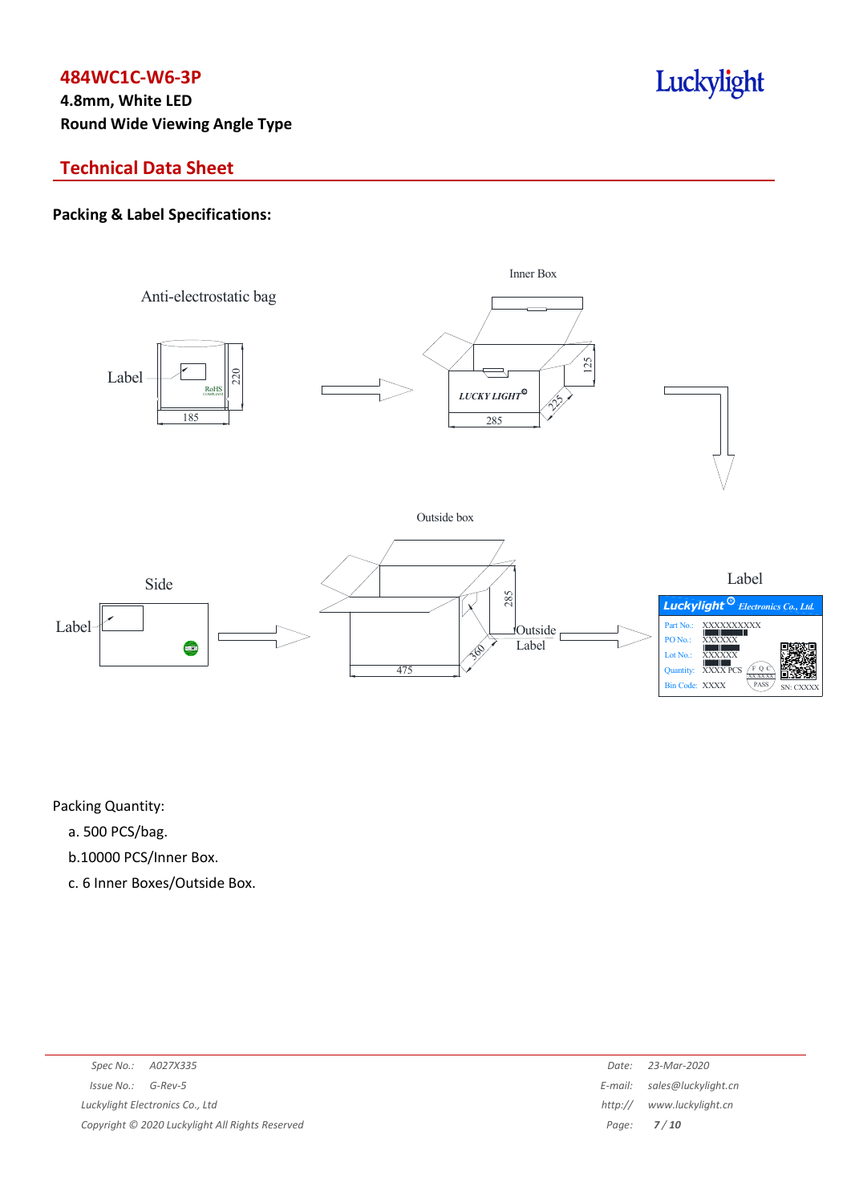# 484WC1C-W6-3P

**4.8mm, White LED**
**Round Wide Viewing Angle Type**

## Technical Data Sheet

### Packing & Label Specifications:

Anti-electrostatic bag

Label

220

185

Inner Box

LUCKY LIGHT

125

225

285

Outside box

Side

Label

285

360

475

Outside Label

Label

Luckylight Electronics Co., Ltd.

Part No.: XXXXXXXXXX
PO No.: XXXXXX
Lot No.: XXXXXX
Quantity: XXXX PCS
Bin Code: XXXX
SN: CXXXX

Packing Quantity:

a. 500 PCS/bag.

b.10000 PCS/Inner Box.

c. 6 Inner Boxes/Outside Box.

| | | | |
|---|---|---|---|
| Spec No.: | A027X335 | Date: | 23-Mar-2020 |
| Issue No.: | G-Rev-5 | E-mail: | sales@luckylight.cn |
| Luckylight Electronics Co., Ltd | | http:// | www.luckylight.cn |
| Copyright © 2020 Luckylight All Rights Reserved | | | |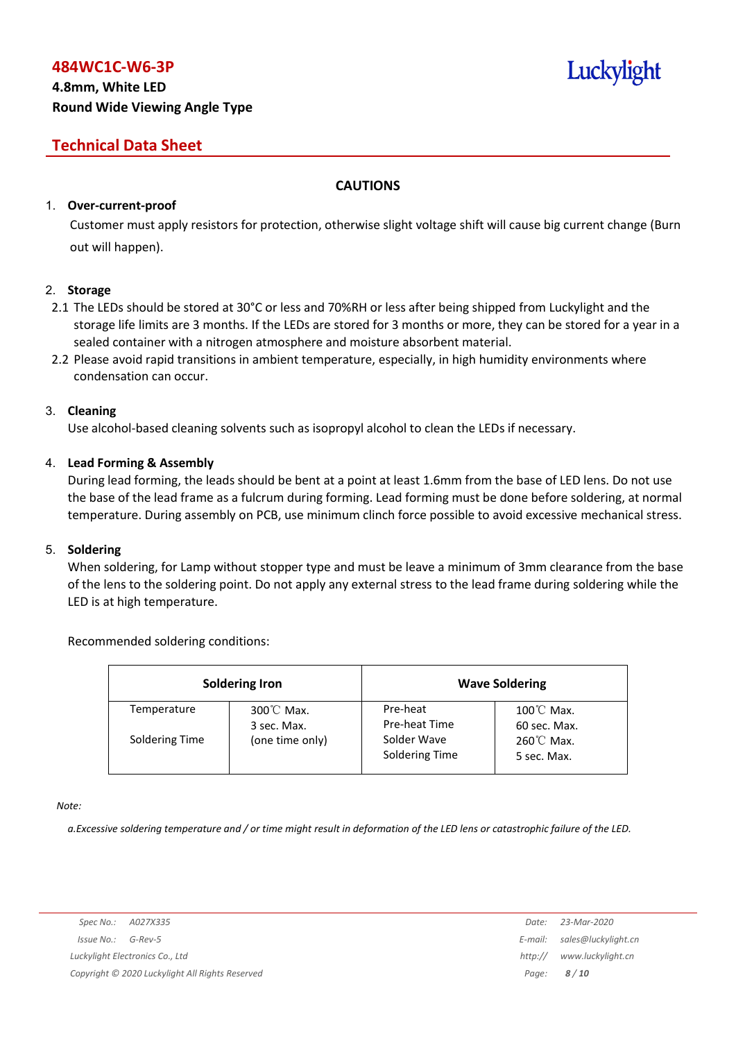# 484WC1C-W6-3P

**4.8mm, White LED**

**Round Wide Viewing Angle Type**

## Technical Data Sheet

### CAUTIONS

1. **Over-current-proof**

   Customer must apply resistors for protection, otherwise slight voltage shift will cause big current change (Burn out will happen).

2. **Storage**

   2.1 The LEDs should be stored at 30°C or less and 70%RH or less after being shipped from Luckylight and the storage life limits are 3 months. If the LEDs are stored for 3 months or more, they can be stored for a year in a sealed container with a nitrogen atmosphere and moisture absorbent material.

   2.2 Please avoid rapid transitions in ambient temperature, especially, in high humidity environments where condensation can occur.

3. **Cleaning**

   Use alcohol-based cleaning solvents such as isopropyl alcohol to clean the LEDs if necessary.

4. **Lead Forming & Assembly**

   During lead forming, the leads should be bent at a point at least 1.6mm from the base of LED lens. Do not use the base of the lead frame as a fulcrum during forming. Lead forming must be done before soldering, at normal temperature. During assembly on PCB, use minimum clinch force possible to avoid excessive mechanical stress.

5. **Soldering**

   When soldering, for Lamp without stopper type and must be leave a minimum of 3mm clearance from the base of the lens to the soldering point. Do not apply any external stress to the lead frame during soldering while the LED is at high temperature.

   Recommended soldering conditions:

| **Soldering Iron** | | **Wave Soldering** | |
|---|---|---|---|
| Temperature | 300℃ Max. | Pre-heat | 100℃ Max. |
| | 3 sec. Max. | Pre-heat Time | 60 sec. Max. |
| Soldering Time | (one time only) | Solder Wave | 260℃ Max. |
| | | Soldering Time | 5 sec. Max. |

*Note:*

*a.Excessive soldering temperature and / or time might result in deformation of the LED lens or catastrophic failure of the LED.*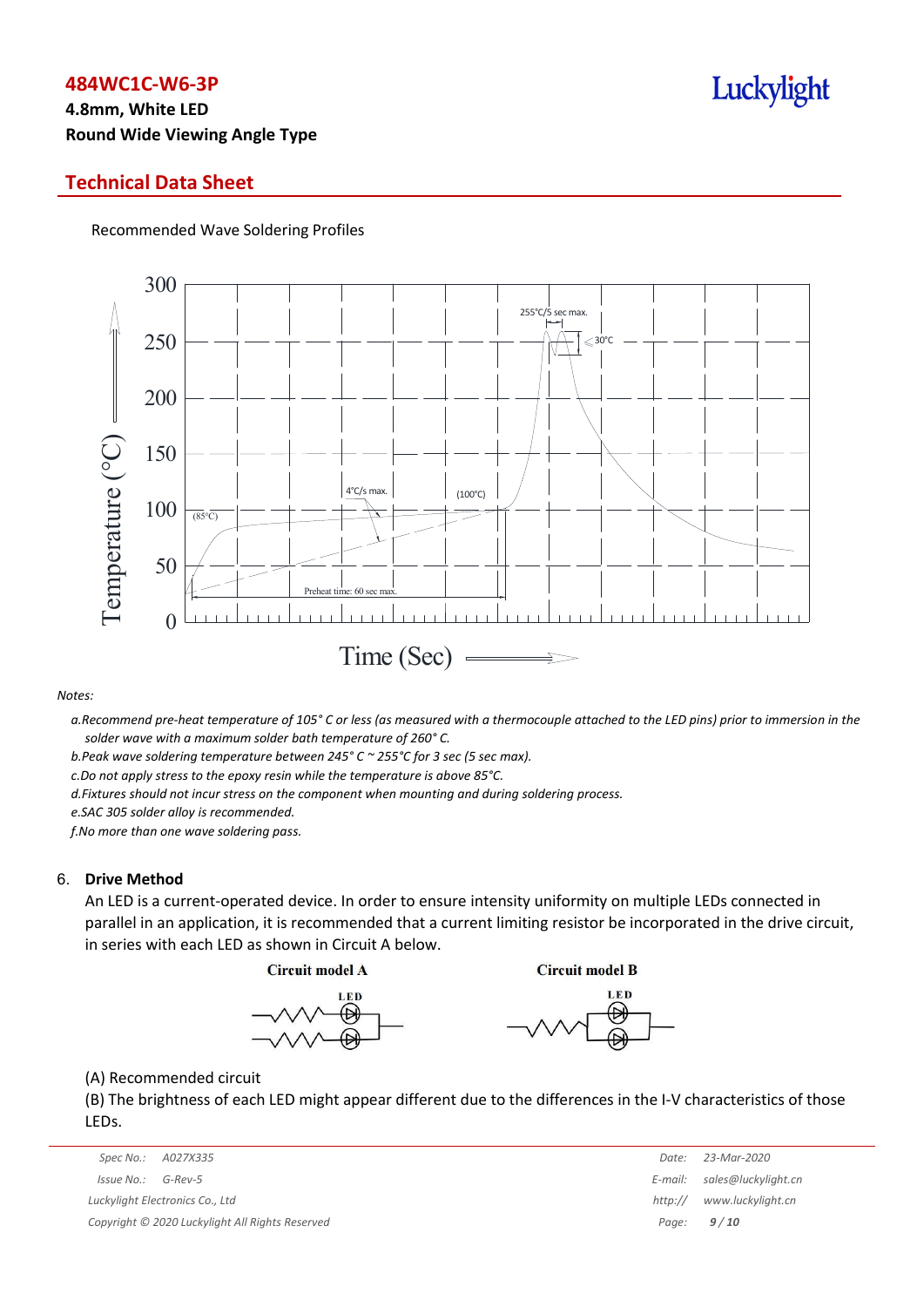Recommended Wave Soldering Profiles

*Notes:*

*a.Recommend pre-heat temperature of 105° C or less (as measured with a thermocouple attached to the LED pins) prior to immersion in the solder wave with a maximum solder bath temperature of 260° C.*

*b.Peak wave soldering temperature between 245° C ~ 255°C for 3 sec (5 sec max).*

*c.Do not apply stress to the epoxy resin while the temperature is above 85°C.*

*d.Fixtures should not incur stress on the component when mounting and during soldering process.*

*e.SAC 305 solder alloy is recommended.*

*f.No more than one wave soldering pass.*

## 6. Drive Method

An LED is a current-operated device. In order to ensure intensity uniformity on multiple LEDs connected in parallel in an application, it is recommended that a current limiting resistor be incorporated in the drive circuit, in series with each LED as shown in Circuit A below.

Circuit model A

Circuit model B

(A) Recommended circuit

(B) The brightness of each LED might appear different due to the differences in the I-V characteristics of those LEDs.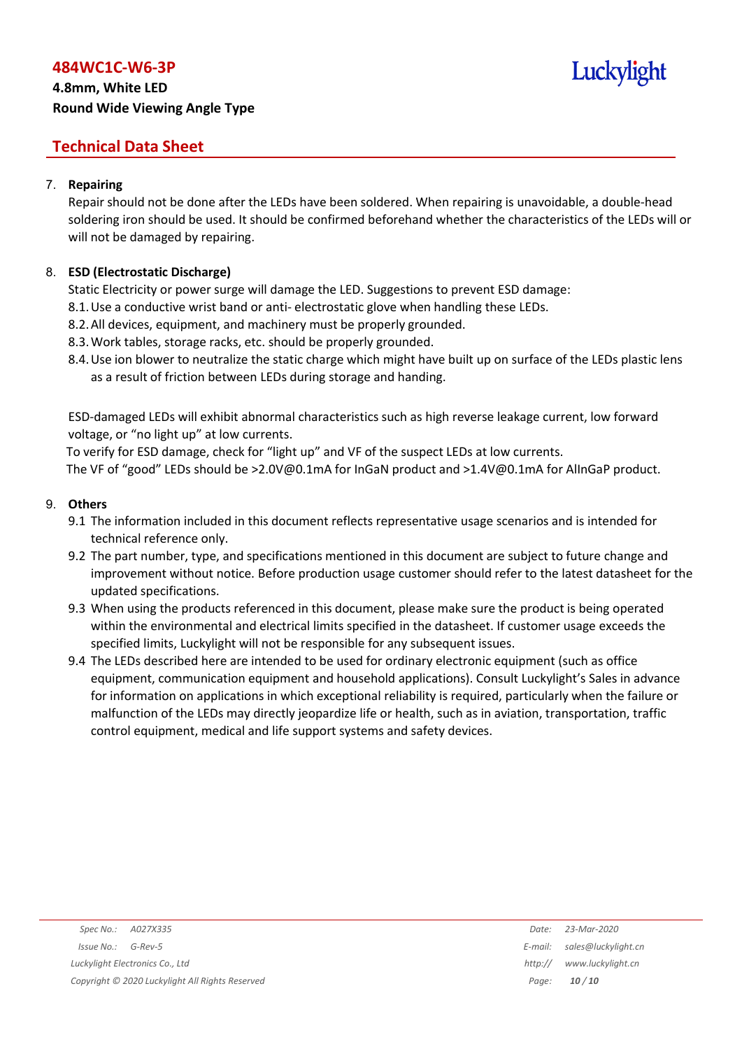7. **Repairing**

   Repair should not be done after the LEDs have been soldered. When repairing is unavoidable, a double-head soldering iron should be used. It should be confirmed beforehand whether the characteristics of the LEDs will or will not be damaged by repairing.

8. **ESD (Electrostatic Discharge)**

   Static Electricity or power surge will damage the LED. Suggestions to prevent ESD damage:

   8.1. Use a conductive wrist band or anti- electrostatic glove when handling these LEDs.

   8.2. All devices, equipment, and machinery must be properly grounded.

   8.3. Work tables, storage racks, etc. should be properly grounded.

   8.4. Use ion blower to neutralize the static charge which might have built up on surface of the LEDs plastic lens as a result of friction between LEDs during storage and handing.

   ESD-damaged LEDs will exhibit abnormal characteristics such as high reverse leakage current, low forward voltage, or "no light up" at low currents.

   To verify for ESD damage, check for "light up" and VF of the suspect LEDs at low currents.

   The VF of "good" LEDs should be >2.0V@0.1mA for InGaN product and >1.4V@0.1mA for AlInGaP product.

9. **Others**

   9.1 The information included in this document reflects representative usage scenarios and is intended for technical reference only.

   9.2 The part number, type, and specifications mentioned in this document are subject to future change and improvement without notice. Before production usage customer should refer to the latest datasheet for the updated specifications.

   9.3 When using the products referenced in this document, please make sure the product is being operated within the environmental and electrical limits specified in the datasheet. If customer usage exceeds the specified limits, Luckylight will not be responsible for any subsequent issues.

   9.4 The LEDs described here are intended to be used for ordinary electronic equipment (such as office equipment, communication equipment and household applications). Consult Luckylight's Sales in advance for information on applications in which exceptional reliability is required, particularly when the failure or malfunction of the LEDs may directly jeopardize life or health, such as in aviation, transportation, traffic control equipment, medical and life support systems and safety devices.